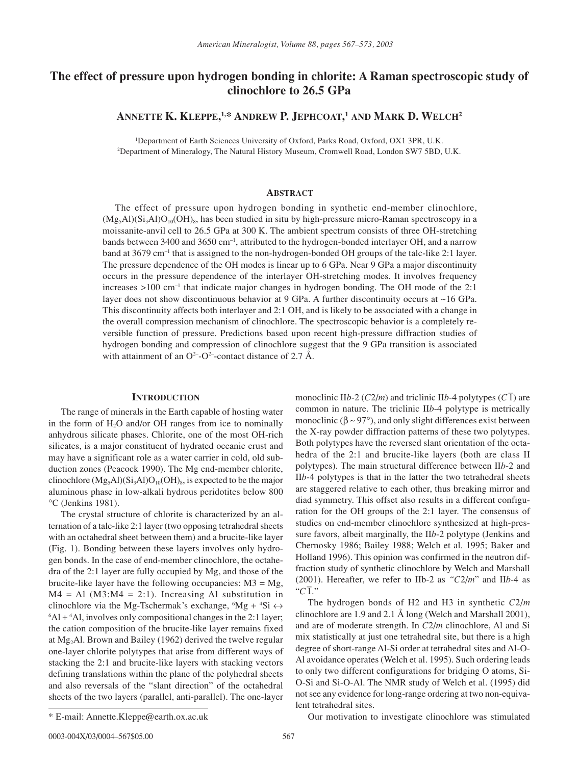# The effect of pressure upon hydrogen bonding in chlorite: A Raman spectroscopic study of clinochlore to 26.5 GPa

**ANNETTE K. KLEPPE,[1,*] ANDREW P. JEPHCOAT,[1] AND MARK D. WELCH[2]**

[1]Department of Earth Sciences University of Oxford, Parks Road, Oxford, OX1 3PR, U.K.
[2]Department of Mineralogy, The Natural History Museum, Cromwell Road, London SW7 5BD, U.K.

## ABSTRACT

The effect of pressure upon hydrogen bonding in synthetic end-member clinochlore, $(Mg_5Al)(Si_3Al)O_{10}(OH)_8$, has been studied in situ by high-pressure micro-Raman spectroscopy in a moissanite-anvil cell to 26.5 GPa at 300 K. The ambient spectrum consists of three OH-stretching bands between 3400 and 3650 $cm^{-1}$, attributed to the hydrogen-bonded interlayer OH, and a narrow band at 3679 $cm^{-1}$ that is assigned to the non-hydrogen-bonded OH groups of the talc-like 2:1 layer. The pressure dependence of the OH modes is linear up to 6 GPa. Near 9 GPa a major discontinuity occurs in the pressure dependence of the interlayer OH-stretching modes. It involves frequency increases >100 $cm^{-1}$ that indicate major changes in hydrogen bonding. The OH mode of the 2:1 layer does not show discontinuous behavior at 9 GPa. A further discontinuity occurs at ~16 GPa. This discontinuity affects both interlayer and 2:1 OH, and is likely to be associated with a change in the overall compression mechanism of clinochlore. The spectroscopic behavior is a completely reversible function of pressure. Predictions based upon recent high-pressure diffraction studies of hydrogen bonding and compression of clinochlore suggest that the 9 GPa transition is associated with attainment of an $O^{2-}$-$O^{2-}$-contact distance of 2.7 Å.

## INTRODUCTION

The range of minerals in the Earth capable of hosting water in the form of $H_2O$ and/or OH ranges from ice to nominally anhydrous silicate phases. Chlorite, one of the most OH-rich silicates, is a major constituent of hydrated oceanic crust and may have a significant role as a water carrier in cold, old subduction zones (Peacock 1990). The Mg end-member chlorite, clinochlore $(Mg_5Al)(Si_3Al)O_{10}(OH)_8$, is expected to be the major aluminous phase in low-alkali hydrous peridotites below 800 °C (Jenkins 1981).

The crystal structure of chlorite is characterized by an alternation of a talc-like 2:1 layer (two opposing tetrahedral sheets with an octahedral sheet between them) and a brucite-like layer (Fig. 1). Bonding between these layers involves only hydrogen bonds. In the case of end-member clinochlore, the octahedra of the 2:1 layer are fully occupied by Mg, and those of the brucite-like layer have the following occupancies: M3 = Mg, M4 = Al (M3:M4 = 2:1). Increasing Al substitution in clinochlore via the Mg-Tschermak's exchange, $^6$Mg + $^4$Si ↔ $^6$Al + $^4$Al, involves only compositional changes in the 2:1 layer; the cation composition of the brucite-like layer remains fixed at $Mg_2Al$. Brown and Bailey (1962) derived the twelve regular one-layer chlorite polytypes that arise from different ways of stacking the 2:1 and brucite-like layers with stacking vectors defining translations within the plane of the polyhedral sheets and also reversals of the "slant direction" of the octahedral sheets of the two layers (parallel, anti-parallel). The one-layer monoclinic II*b*-2 (*C*2/*m*) and triclinic II*b*-4 polytypes ($C\bar{1}$) are common in nature. The triclinic II*b*-4 polytype is metrically monoclinic (β ~ 97°), and only slight differences exist between the X-ray powder diffraction patterns of these two polytypes. Both polytypes have the reversed slant orientation of the octahedra of the 2:1 and brucite-like layers (both are class II polytypes). The main structural difference between II*b*-2 and II*b*-4 polytypes is that in the latter the two tetrahedral sheets are staggered relative to each other, thus breaking mirror and diad symmetry. This offset also results in a different configuration for the OH groups of the 2:1 layer. The consensus of studies on end-member clinochlore synthesized at high-pressure favors, albeit marginally, the II*b*-2 polytype (Jenkins and Chernosky 1986; Bailey 1988; Welch et al. 1995; Baker and Holland 1996). This opinion was confirmed in the neutron diffraction study of synthetic clinochlore by Welch and Marshall (2001). Hereafter, we refer to IIb-2 as "*C*2/*m*" and II*b*-4 as "$C\bar{1}$."

The hydrogen bonds of H2 and H3 in synthetic *C*2/*m* clinochlore are 1.9 and 2.1 Å long (Welch and Marshall 2001), and are of moderate strength. In *C*2/*m* clinochlore, Al and Si mix statistically at just one tetrahedral site, but there is a high degree of short-range Al-Si order at tetrahedral sites and Al-O-Al avoidance operates (Welch et al. 1995). Such ordering leads to only two different configurations for bridging O atoms, Si-O-Si and Si-O-Al. The NMR study of Welch et al. (1995) did not see any evidence for long-range ordering at two non-equivalent tetrahedral sites.

Our motivation to investigate clinochlore was stimulated

* E-mail: Annette.Kleppe@earth.ox.ac.uk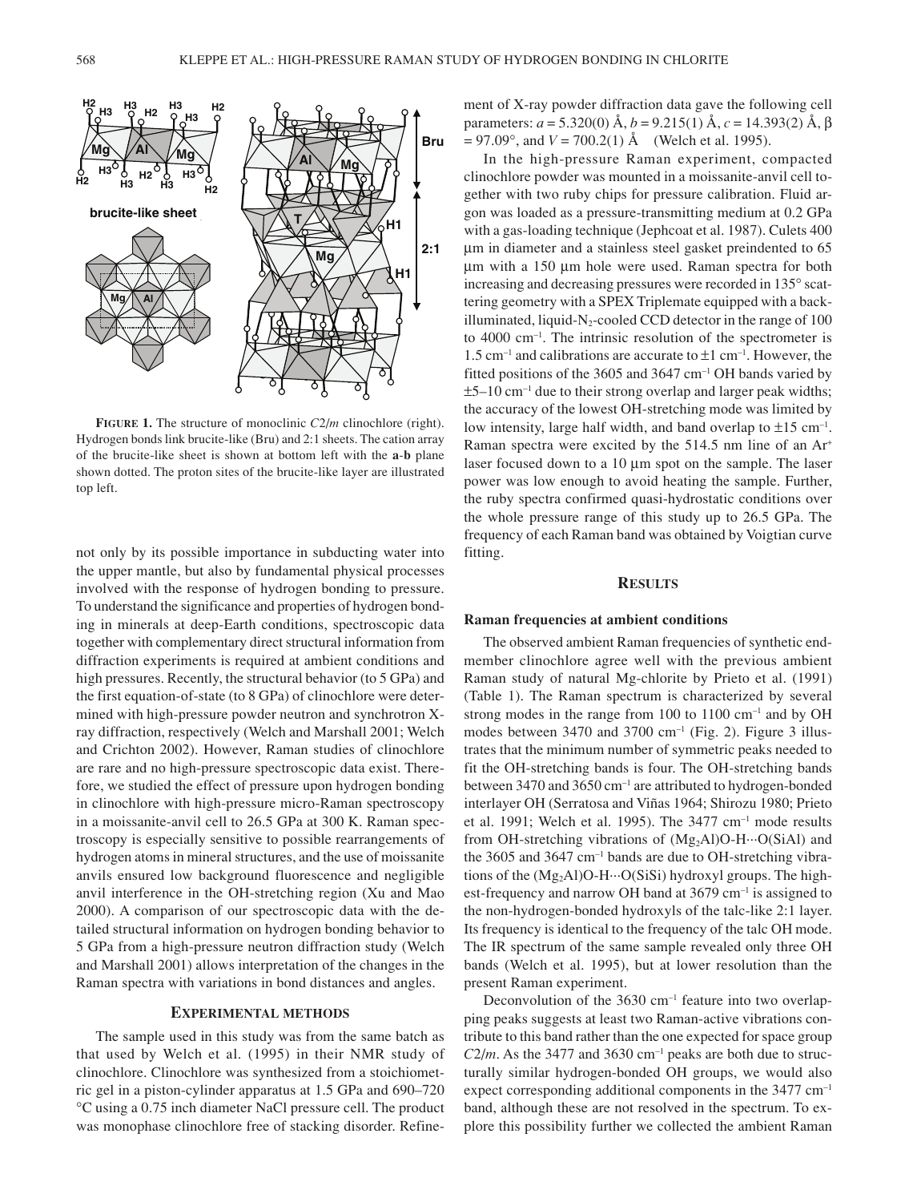**FIGURE 1.** The structure of monoclinic $C2/m$ clinochlore (right). Hydrogen bonds link brucite-like (Bru) and 2:1 sheets. The cation array of the brucite-like sheet is shown at bottom left with the **a**-**b** plane shown dotted. The proton sites of the brucite-like layer are illustrated top left.

not only by its possible importance in subducting water into the upper mantle, but also by fundamental physical processes involved with the response of hydrogen bonding to pressure. To understand the significance and properties of hydrogen bonding in minerals at deep-Earth conditions, spectroscopic data together with complementary direct structural information from diffraction experiments is required at ambient conditions and high pressures. Recently, the structural behavior (to 5 GPa) and the first equation-of-state (to 8 GPa) of clinochlore were determined with high-pressure powder neutron and synchrotron X-ray diffraction, respectively (Welch and Marshall 2001; Welch and Crichton 2002). However, Raman studies of clinochlore are rare and no high-pressure spectroscopic data exist. Therefore, we studied the effect of pressure upon hydrogen bonding in clinochlore with high-pressure micro-Raman spectroscopy in a moissanite-anvil cell to 26.5 GPa at 300 K. Raman spectroscopy is especially sensitive to possible rearrangements of hydrogen atoms in mineral structures, and the use of moissanite anvils ensured low background fluorescence and negligible anvil interference in the OH-stretching region (Xu and Mao 2000). A comparison of our spectroscopic data with the detailed structural information on hydrogen bonding behavior to 5 GPa from a high-pressure neutron diffraction study (Welch and Marshall 2001) allows interpretation of the changes in the Raman spectra with variations in bond distances and angles.

## EXPERIMENTAL METHODS

The sample used in this study was from the same batch as that used by Welch et al. (1995) in their NMR study of clinochlore. Clinochlore was synthesized from a stoichiometric gel in a piston-cylinder apparatus at 1.5 GPa and 690–720 °C using a 0.75 inch diameter NaCl pressure cell. The product was monophase clinochlore free of stacking disorder. Refinement of X-ray powder diffraction data gave the following cell parameters: $a$ = 5.320(0) Å, $b$ = 9.215(1) Å, $c$ = 14.393(2) Å, β = 97.09°, and $V$ = 700.2(1) Å (Welch et al. 1995).

In the high-pressure Raman experiment, compacted clinochlore powder was mounted in a moissanite-anvil cell together with two ruby chips for pressure calibration. Fluid argon was loaded as a pressure-transmitting medium at 0.2 GPa with a gas-loading technique (Jephcoat et al. 1987). Culets 400 μm in diameter and a stainless steel gasket preindented to 65 μm with a 150 μm hole were used. Raman spectra for both increasing and decreasing pressures were recorded in 135° scattering geometry with a SPEX Triplemate equipped with a back-illuminated, liquid-$N_2$-cooled CCD detector in the range of 100 to 4000 $cm^{-1}$. The intrinsic resolution of the spectrometer is 1.5 $cm^{-1}$ and calibrations are accurate to ±1 $cm^{-1}$. However, the fitted positions of the 3605 and 3647 $cm^{-1}$ OH bands varied by ±5–10 $cm^{-1}$ due to their strong overlap and larger peak widths; the accuracy of the lowest OH-stretching mode was limited by low intensity, large half width, and band overlap to ±15 $cm^{-1}$. Raman spectra were excited by the 514.5 nm line of an $Ar^+$ laser focused down to a 10 μm spot on the sample. The laser power was low enough to avoid heating the sample. Further, the ruby spectra confirmed quasi-hydrostatic conditions over the whole pressure range of this study up to 26.5 GPa. The frequency of each Raman band was obtained by Voigtian curve fitting.

## RESULTS

### Raman frequencies at ambient conditions

The observed ambient Raman frequencies of synthetic end-member clinochlore agree well with the previous ambient Raman study of natural Mg-chlorite by Prieto et al. (1991) (Table 1). The Raman spectrum is characterized by several strong modes in the range from 100 to 1100 $cm^{-1}$ and by OH modes between 3470 and 3700 $cm^{-1}$ (Fig. 2). Figure 3 illustrates that the minimum number of symmetric peaks needed to fit the OH-stretching bands is four. The OH-stretching bands between 3470 and 3650 $cm^{-1}$ are attributed to hydrogen-bonded interlayer OH (Serratosa and Viñas 1964; Shirozu 1980; Prieto et al. 1991; Welch et al. 1995). The 3477 $cm^{-1}$ mode results from OH-stretching vibrations of ($Mg_2$Al)O-H···O(SiAl) and the 3605 and 3647 $cm^{-1}$ bands are due to OH-stretching vibrations of the ($Mg_2$Al)O-H···O(SiSi) hydroxyl groups. The highest-frequency and narrow OH band at 3679 $cm^{-1}$ is assigned to the non-hydrogen-bonded hydroxyls of the talc-like 2:1 layer. Its frequency is identical to the frequency of the talc OH mode. The IR spectrum of the same sample revealed only three OH bands (Welch et al. 1995), but at lower resolution than the present Raman experiment.

Deconvolution of the 3630 $cm^{-1}$ feature into two overlapping peaks suggests at least two Raman-active vibrations contribute to this band rather than the one expected for space group $C2/m$. As the 3477 and 3630 $cm^{-1}$ peaks are both due to structurally similar hydrogen-bonded OH groups, we would also expect corresponding additional components in the 3477 $cm^{-1}$ band, although these are not resolved in the spectrum. To explore this possibility further we collected the ambient Raman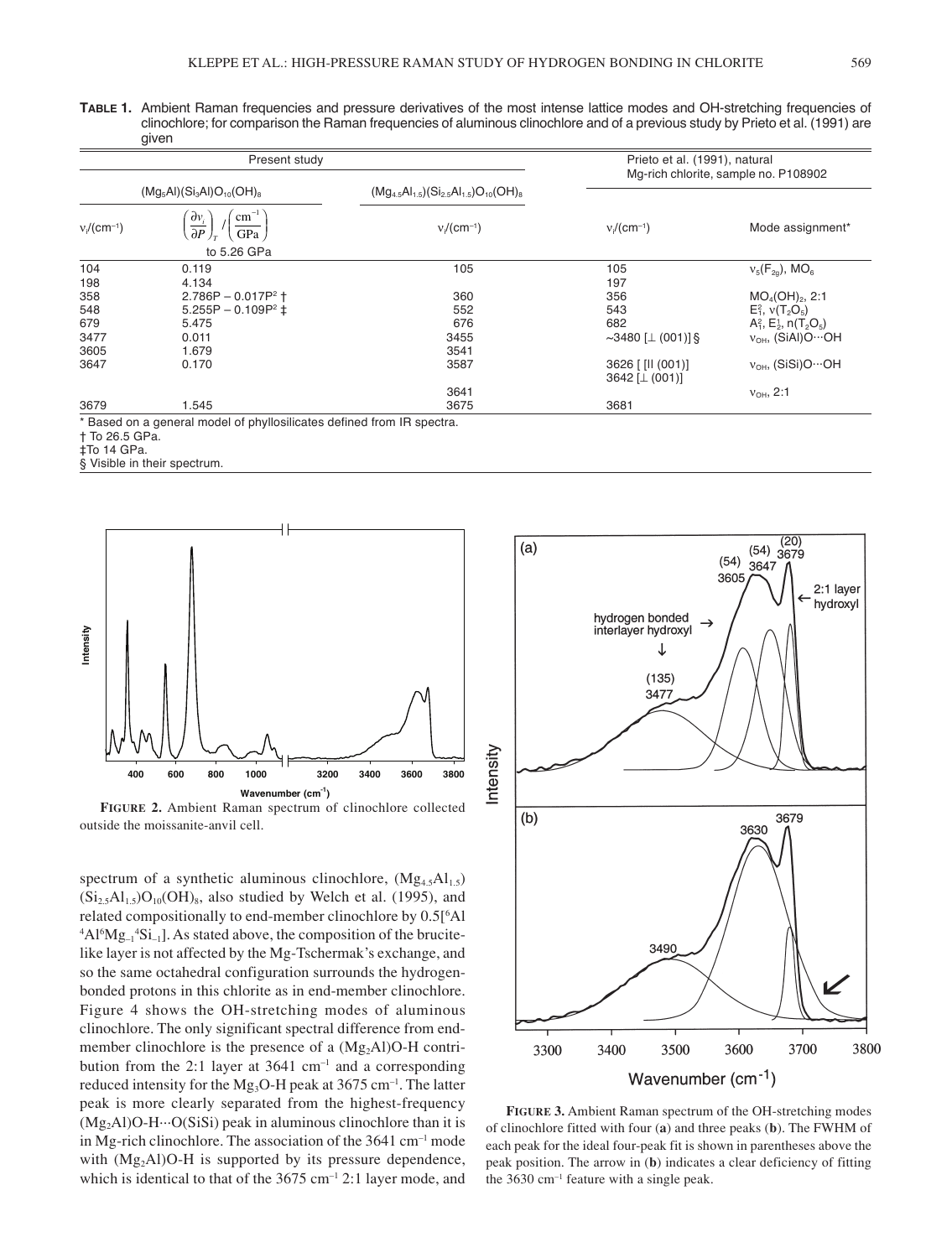**TABLE 1.** Ambient Raman frequencies and pressure derivatives of the most intense lattice modes and OH-stretching frequencies of clinochlore; for comparison the Raman frequencies of aluminous clinochlore and of a previous study by Prieto et al. (1991) are given

| Present study | | | Prieto et al. (1991), natural Mg-rich chlorite, sample no. P108902 | |
|---|---|---|---|---|
| $(Mg_5Al)(Si_3Al)O_{10}(OH)_8$ | | $(Mg_{4.5}Al_{1.5})(Si_{2.5}Al_{1.5})O_{10}(OH)_8$ | | |
| $\nu_i$/(cm$^{-1}$) | $\left(\frac{\partial \nu_i}{\partial P}\right)_T / \left(\frac{cm^{-1}}{GPa}\right)$ to 5.26 GPa | $\nu_i$/(cm$^{-1}$) | $\nu_i$/(cm$^{-1}$) | Mode assignment* |
| 104 | 0.119 | 105 | 105 | $\nu_5(F_{2g})$, $MO_6$ |
| 198 | 4.134 | | 197 | |
| 358 | $2.786P - 0.017P^2$ † | 360 | 356 | $MO_4(OH)_2$, 2:1 |
| 548 | $5.255P - 0.109P^2$ ‡ | 552 | 543 | $E_1^2$, $\nu(T_2O_5)$ |
| 679 | 5.475 | 676 | 682 | $A_1^2$, $E_2^1$, $n(T_2O_5)$ |
| 3477 | 0.011 | 3455 | ~3480 [⊥ (001)] § | $\nu_{OH}$, (SiAl)O···OH |
| 3605 | 1.679 | 3541 | | |
| 3647 | 0.170 | 3587 | 3626 [ [II (001)] 3642 [⊥ (001)] | $\nu_{OH}$, (SiSi)O···OH |
| | | 3641 | | $\nu_{OH}$, 2:1 |
| 3679 | 1.545 | 3675 | 3681 | |

\* Based on a general model of phyllosilicates defined from IR spectra.
† To 26.5 GPa.
‡ To 14 GPa.
§ Visible in their spectrum.

**FIGURE 2.** Ambient Raman spectrum of clinochlore collected outside the moissanite-anvil cell.

spectrum of a synthetic aluminous clinochlore, $(Mg_{4.5}Al_{1.5})(Si_{2.5}Al_{1.5})O_{10}(OH)_8$, also studied by Welch et al. (1995), and related compositionally to end-member clinochlore by 0.5[$^6$Al $^4$Al$^6$Mg$_{-1}$$^4$Si$_{-1}$]. As stated above, the composition of the brucite-like layer is not affected by the Mg-Tschermak's exchange, and so the same octahedral configuration surrounds the hydrogen-bonded protons in this chlorite as in end-member clinochlore. Figure 4 shows the OH-stretching modes of aluminous clinochlore. The only significant spectral difference from end-member clinochlore is the presence of a $(Mg_2Al)$O-H contribution from the 2:1 layer at 3641 cm$^{-1}$ and a corresponding reduced intensity for the $Mg_3$O-H peak at 3675 cm$^{-1}$. The latter peak is more clearly separated from the highest-frequency $(Mg_2Al)$O-H···O(SiSi) peak in aluminous clinochlore than it is in Mg-rich clinochlore. The association of the 3641 cm$^{-1}$ mode with $(Mg_2Al)$O-H is supported by its pressure dependence, which is identical to that of the 3675 cm$^{-1}$ 2:1 layer mode, and

**FIGURE 3.** Ambient Raman spectrum of the OH-stretching modes of clinochlore fitted with four (**a**) and three peaks (**b**). The FWHM of each peak for the ideal four-peak fit is shown in parentheses above the peak position. The arrow in (**b**) indicates a clear deficiency of fitting the 3630 cm$^{-1}$ feature with a single peak.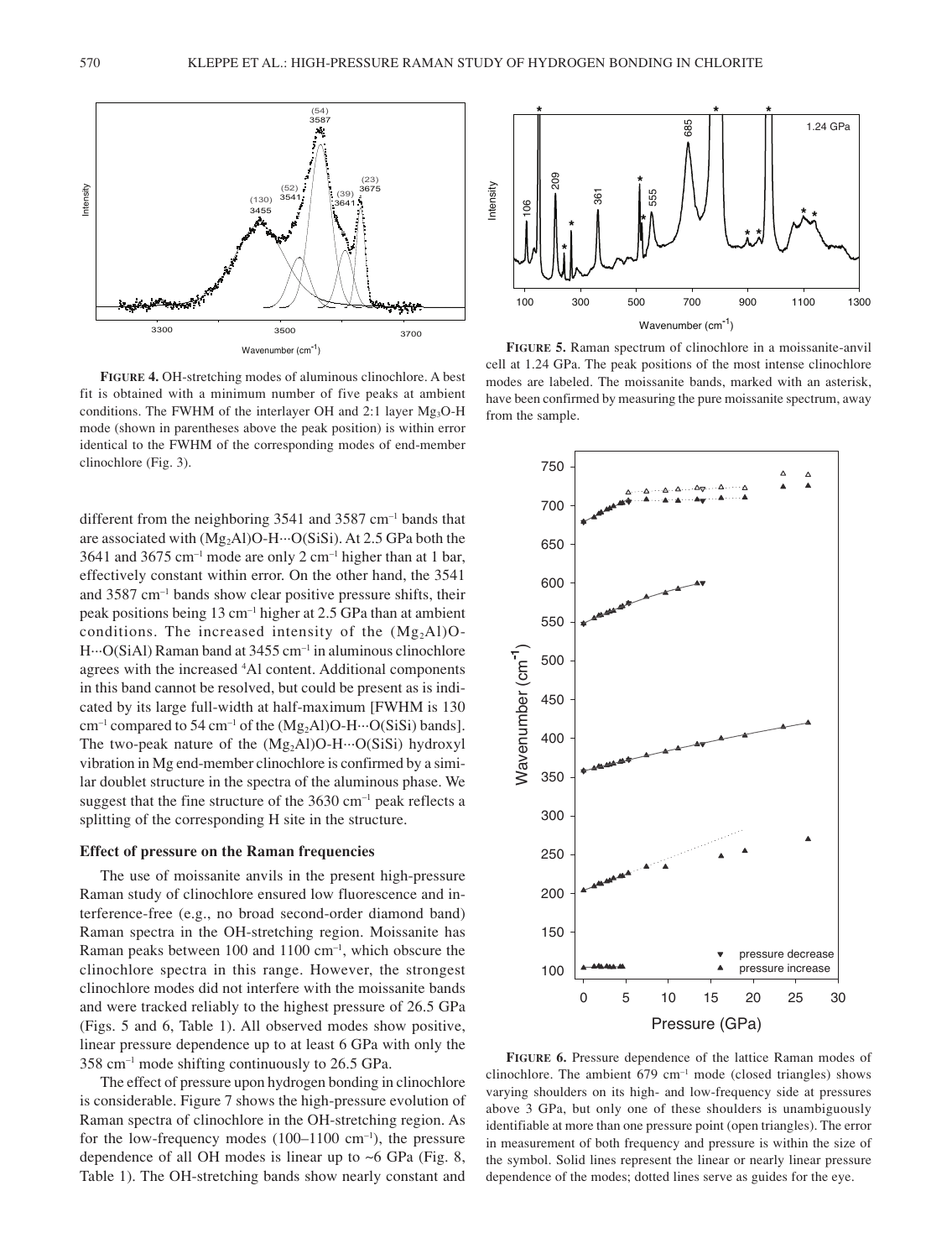**FIGURE 4.** OH-stretching modes of aluminous clinochlore. A best fit is obtained with a minimum number of five peaks at ambient conditions. The FWHM of the interlayer OH and 2:1 layer $Mg_3$O-H mode (shown in parentheses above the peak position) is within error identical to the FWHM of the corresponding modes of end-member clinochlore (Fig. 3).

**FIGURE 5.** Raman spectrum of clinochlore in a moissanite-anvil cell at 1.24 GPa. The peak positions of the most intense clinochlore modes are labeled. The moissanite bands, marked with an asterisk, have been confirmed by measuring the pure moissanite spectrum, away from the sample.

different from the neighboring 3541 and 3587 cm$^{-1}$ bands that are associated with ($Mg_2$Al)O-H···O(SiSi). At 2.5 GPa both the 3641 and 3675 cm$^{-1}$ mode are only 2 cm$^{-1}$ higher than at 1 bar, effectively constant within error. On the other hand, the 3541 and 3587 cm$^{-1}$ bands show clear positive pressure shifts, their peak positions being 13 cm$^{-1}$ higher at 2.5 GPa than at ambient conditions. The increased intensity of the ($Mg_2$Al)O-H···O(SiAl) Raman band at 3455 cm$^{-1}$ in aluminous clinochlore agrees with the increased $^4$Al content. Additional components in this band cannot be resolved, but could be present as is indicated by its large full-width at half-maximum [FWHM is 130 cm$^{-1}$ compared to 54 cm$^{-1}$ of the ($Mg_2$Al)O-H···O(SiSi) bands]. The two-peak nature of the ($Mg_2$Al)O-H···O(SiSi) hydroxyl vibration in Mg end-member clinochlore is confirmed by a similar doublet structure in the spectra of the aluminous phase. We suggest that the fine structure of the 3630 cm$^{-1}$ peak reflects a splitting of the corresponding H site in the structure.

### Effect of pressure on the Raman frequencies

The use of moissanite anvils in the present high-pressure Raman study of clinochlore ensured low fluorescence and interference-free (e.g., no broad second-order diamond band) Raman spectra in the OH-stretching region. Moissanite has Raman peaks between 100 and 1100 cm$^{-1}$, which obscure the clinochlore spectra in this range. However, the strongest clinochlore modes did not interfere with the moissanite bands and were tracked reliably to the highest pressure of 26.5 GPa (Figs. 5 and 6, Table 1). All observed modes show positive, linear pressure dependence up to at least 6 GPa with only the 358 cm$^{-1}$ mode shifting continuously to 26.5 GPa.

The effect of pressure upon hydrogen bonding in clinochlore is considerable. Figure 7 shows the high-pressure evolution of Raman spectra of clinochlore in the OH-stretching region. As for the low-frequency modes (100–1100 cm$^{-1}$), the pressure dependence of all OH modes is linear up to ~6 GPa (Fig. 8, Table 1). The OH-stretching bands show nearly constant and

**FIGURE 6.** Pressure dependence of the lattice Raman modes of clinochlore. The ambient 679 cm$^{-1}$ mode (closed triangles) shows varying shoulders on its high- and low-frequency side at pressures above 3 GPa, but only one of these shoulders is unambiguously identifiable at more than one pressure point (open triangles). The error in measurement of both frequency and pressure is within the size of the symbol. Solid lines represent the linear or nearly linear pressure dependence of the modes; dotted lines serve as guides for the eye.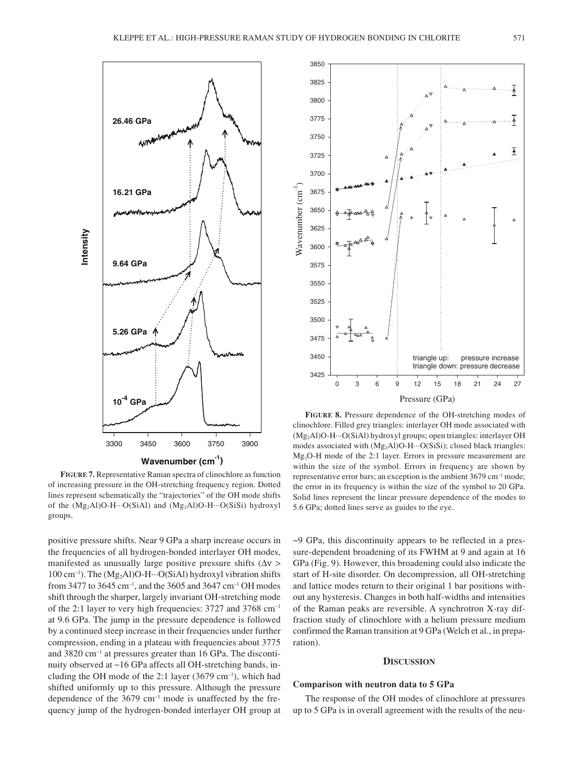**FIGURE 7.** Representative Raman spectra of clinochlore as function of increasing pressure in the OH-stretching frequency region. Dotted lines represent schematically the "trajectories" of the OH mode shifts of the $(Mg_2Al)O$-H···O(SiAl) and $(Mg_2Al)O$-H···O(SiSi) hydroxyl groups.

**FIGURE 8.** Pressure dependence of the OH-stretching modes of clinochlore. Filled grey triangles: interlayer OH mode associated with $(Mg_2Al)O$-H···O(SiAl) hydroxyl groups; open triangles: interlayer OH modes associated with $(Mg_2Al)O$-H···O(SiSi); closed black triangles: $Mg_3O$-H mode of the 2:1 layer. Errors in pressure measurement are within the size of the symbol. Errors in frequency are shown by representative error bars; an exception is the ambient 3679 cm$^{-1}$ mode; the error in its frequency is within the size of the symbol to 20 GPa. Solid lines represent the linear pressure dependence of the modes to 5.6 GPa; dotted lines serve as guides to the eye.

positive pressure shifts. Near 9 GPa a sharp increase occurs in the frequencies of all hydrogen-bonded interlayer OH modes, manifested as unusually large positive pressure shifts ($\Delta\nu >$ 100 cm$^{-1}$). The $(Mg_2Al)O$-H···O(SiAl) hydroxyl vibration shifts from 3477 to 3645 cm$^{-1}$, and the 3605 and 3647 cm$^{-1}$ OH modes shift through the sharper, largely invariant OH-stretching mode of the 2:1 layer to very high frequencies: 3727 and 3768 cm$^{-1}$ at 9.6 GPa. The jump in the pressure dependence is followed by a continued steep increase in their frequencies under further compression, ending in a plateau with frequencies about 3775 and 3820 cm$^{-1}$ at pressures greater than 16 GPa. The discontinuity observed at ~16 GPa affects all OH-stretching bands, including the OH mode of the 2:1 layer (3679 cm$^{-1}$), which had shifted uniformly up to this pressure. Although the pressure dependence of the 3679 cm$^{-1}$ mode is unaffected by the frequency jump of the hydrogen-bonded interlayer OH group at ~9 GPa, this discontinuity appears to be reflected in a pressure-dependent broadening of its FWHM at 9 and again at 16 GPa (Fig. 9). However, this broadening could also indicate the start of H-site disorder. On decompression, all OH-stretching and lattice modes return to their original 1 bar positions without any hysteresis. Changes in both half-widths and intensities of the Raman peaks are reversible. A synchrotron X-ray diffraction study of clinochlore with a helium pressure medium confirmed the Raman transition at 9 GPa (Welch et al., in preparation).

## DISCUSSION

### Comparison with neutron data to 5 GPa

The response of the OH modes of clinochlore at pressures up to 5 GPa is in overall agreement with the results of the neu-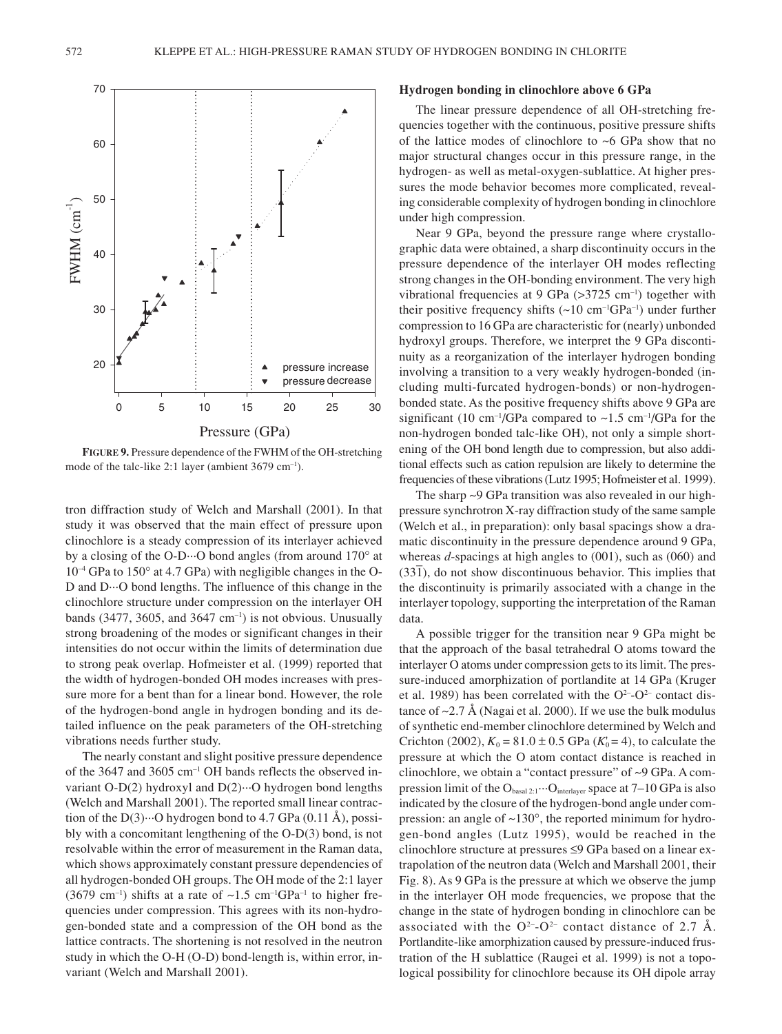**FIGURE 9.** Pressure dependence of the FWHM of the OH-stretching mode of the talc-like 2:1 layer (ambient 3679 $cm^{-1}$).

tron diffraction study of Welch and Marshall (2001). In that study it was observed that the main effect of pressure upon clinochlore is a steady compression of its interlayer achieved by a closing of the O-D···O bond angles (from around 170° at $10^{-4}$ GPa to 150° at 4.7 GPa) with negligible changes in the O-D and D···O bond lengths. The influence of this change in the clinochlore structure under compression on the interlayer OH bands (3477, 3605, and 3647 $cm^{-1}$) is not obvious. Unusually strong broadening of the modes or significant changes in their intensities do not occur within the limits of determination due to strong peak overlap. Hofmeister et al. (1999) reported that the width of hydrogen-bonded OH modes increases with pressure more for a bent than for a linear bond. However, the role of the hydrogen-bond angle in hydrogen bonding and its detailed influence on the peak parameters of the OH-stretching vibrations needs further study.

The nearly constant and slight positive pressure dependence of the 3647 and 3605 $cm^{-1}$ OH bands reflects the observed invariant O-D(2) hydroxyl and D(2)···O hydrogen bond lengths (Welch and Marshall 2001). The reported small linear contraction of the D(3)···O hydrogen bond to 4.7 GPa (0.11 Å), possibly with a concomitant lengthening of the O-D(3) bond, is not resolvable within the error of measurement in the Raman data, which shows approximately constant pressure dependencies of all hydrogen-bonded OH groups. The OH mode of the 2:1 layer (3679 $cm^{-1}$) shifts at a rate of ~1.5 $cm^{-1}GPa^{-1}$ to higher frequencies under compression. This agrees with its non-hydrogen-bonded state and a compression of the OH bond as the lattice contracts. The shortening is not resolved in the neutron study in which the O-H (O-D) bond-length is, within error, invariant (Welch and Marshall 2001).

### Hydrogen bonding in clinochlore above 6 GPa

The linear pressure dependence of all OH-stretching frequencies together with the continuous, positive pressure shifts of the lattice modes of clinochlore to ~6 GPa show that no major structural changes occur in this pressure range, in the hydrogen- as well as metal-oxygen-sublattice. At higher pressures the mode behavior becomes more complicated, revealing considerable complexity of hydrogen bonding in clinochlore under high compression.

Near 9 GPa, beyond the pressure range where crystallographic data were obtained, a sharp discontinuity occurs in the pressure dependence of the interlayer OH modes reflecting strong changes in the OH-bonding environment. The very high vibrational frequencies at 9 GPa (>3725 $cm^{-1}$) together with their positive frequency shifts (~10 $cm^{-1}GPa^{-1}$) under further compression to 16 GPa are characteristic for (nearly) unbonded hydroxyl groups. Therefore, we interpret the 9 GPa discontinuity as a reorganization of the interlayer hydrogen bonding involving a transition to a very weakly hydrogen-bonded (including multi-furcated hydrogen-bonds) or non-hydrogen-bonded state. As the positive frequency shifts above 9 GPa are significant (10 $cm^{-1}$/GPa compared to ~1.5 $cm^{-1}$/GPa for the non-hydrogen bonded talc-like OH), not only a simple shortening of the OH bond length due to compression, but also additional effects such as cation repulsion are likely to determine the frequencies of these vibrations (Lutz 1995; Hofmeister et al. 1999).

The sharp ~9 GPa transition was also revealed in our high-pressure synchrotron X-ray diffraction study of the same sample (Welch et al., in preparation): only basal spacings show a dramatic discontinuity in the pressure dependence around 9 GPa, whereas *d*-spacings at high angles to (001), such as (060) and ($33\bar{1}$), do not show discontinuous behavior. This implies that the discontinuity is primarily associated with a change in the interlayer topology, supporting the interpretation of the Raman data.

A possible trigger for the transition near 9 GPa might be that the approach of the basal tetrahedral O atoms toward the interlayer O atoms under compression gets to its limit. The pressure-induced amorphization of portlandite at 14 GPa (Kruger et al. 1989) has been correlated with the $O^{2-}$-$O^{2-}$ contact distance of ~2.7 Å (Nagai et al. 2000). If we use the bulk modulus of synthetic end-member clinochlore determined by Welch and Crichton (2002), $K_0$ = 81.0 ± 0.5 GPa ($K_0'$ = 4), to calculate the pressure at which the O atom contact distance is reached in clinochlore, we obtain a "contact pressure" of ~9 GPa. A compression limit of the $O_{basal\ 2:1}$···$O_{interlayer}$ space at 7–10 GPa is also indicated by the closure of the hydrogen-bond angle under compression: an angle of ~130°, the reported minimum for hydrogen-bond angles (Lutz 1995), would be reached in the clinochlore structure at pressures ≤9 GPa based on a linear extrapolation of the neutron data (Welch and Marshall 2001, their Fig. 8). As 9 GPa is the pressure at which we observe the jump in the interlayer OH mode frequencies, we propose that the change in the state of hydrogen bonding in clinochlore can be associated with the $O^{2-}$-$O^{2-}$ contact distance of 2.7 Å. Portlandite-like amorphization caused by pressure-induced frustration of the H sublattice (Raugei et al. 1999) is not a topological possibility for clinochlore because its OH dipole array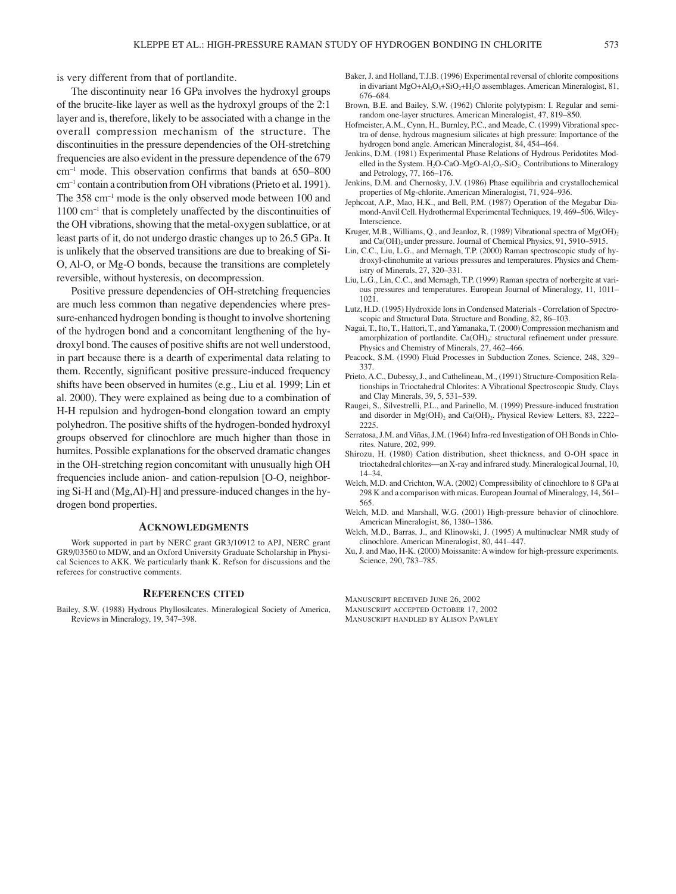is very different from that of portlandite.

The discontinuity near 16 GPa involves the hydroxyl groups of the brucite-like layer as well as the hydroxyl groups of the 2:1 layer and is, therefore, likely to be associated with a change in the overall compression mechanism of the structure. The discontinuities in the pressure dependencies of the OH-stretching frequencies are also evident in the pressure dependence of the 679 $cm^{-1}$ mode. This observation confirms that bands at 650–800 $cm^{-1}$ contain a contribution from OH vibrations (Prieto et al. 1991). The 358 $cm^{-1}$ mode is the only observed mode between 100 and 1100 $cm^{-1}$ that is completely unaffected by the discontinuities of the OH vibrations, showing that the metal-oxygen sublattice, or at least parts of it, do not undergo drastic changes up to 26.5 GPa. It is unlikely that the observed transitions are due to breaking of Si-O, Al-O, or Mg-O bonds, because the transitions are completely reversible, without hysteresis, on decompression.

Positive pressure dependencies of OH-stretching frequencies are much less common than negative dependencies where pressure-enhanced hydrogen bonding is thought to involve shortening of the hydrogen bond and a concomitant lengthening of the hydroxyl bond. The causes of positive shifts are not well understood, in part because there is a dearth of experimental data relating to them. Recently, significant positive pressure-induced frequency shifts have been observed in humites (e.g., Liu et al. 1999; Lin et al. 2000). They were explained as being due to a combination of H-H repulsion and hydrogen-bond elongation toward an empty polyhedron. The positive shifts of the hydrogen-bonded hydroxyl groups observed for clinochlore are much higher than those in humites. Possible explanations for the observed dramatic changes in the OH-stretching region concomitant with unusually high OH frequencies include anion- and cation-repulsion [O-O, neighboring Si-H and (Mg,Al)-H] and pressure-induced changes in the hydrogen bond properties.

## Acknowledgments

Work supported in part by NERC grant GR3/10912 to APJ, NERC grant GR9/03560 to MDW, and an Oxford University Graduate Scholarship in Physical Sciences to AKK. We particularly thank K. Refson for discussions and the referees for constructive comments.

## References Cited

Bailey, S.W. (1988) Hydrous Phyllosilcates. Mineralogical Society of America, Reviews in Mineralogy, 19, 347–398.

Baker, J. and Holland, T.J.B. (1996) Experimental reversal of chlorite compositions in divariant $MgO+Al_2O_3+SiO_2+H_2O$ assemblages. American Mineralogist, 81, 676–684.

Brown, B.E. and Bailey, S.W. (1962) Chlorite polytypism: I. Regular and semi-random one-layer structures. American Mineralogist, 47, 819–850.

Hofmeister, A.M., Cynn, H., Burnley, P.C., and Meade, C. (1999) Vibrational spectra of dense, hydrous magnesium silicates at high pressure: Importance of the hydrogen bond angle. American Mineralogist, 84, 454–464.

Jenkins, D.M. (1981) Experimental Phase Relations of Hydrous Peridotites Modelled in the System. $H_2O$-CaO-MgO-$Al_2O_3$-$SiO_2$. Contributions to Mineralogy and Petrology, 77, 166–176.

Jenkins, D.M. and Chernosky, J.V. (1986) Phase equilibria and crystallochemical properties of Mg-chlorite. American Mineralogist, 71, 924–936.

Jephcoat, A.P., Mao, H.K., and Bell, P.M. (1987) Operation of the Megabar Diamond-Anvil Cell. Hydrothermal Experimental Techniques, 19, 469–506, Wiley-Interscience.

Kruger, M.B., Williams, Q., and Jeanloz, R. (1989) Vibrational spectra of $Mg(OH)_2$ and $Ca(OH)_2$ under pressure. Journal of Chemical Physics, 91, 5910–5915.

Lin, C.C., Liu, L.G., and Mernagh, T.P. (2000) Raman spectroscopic study of hydroxyl-clinohumite at various pressures and temperatures. Physics and Chemistry of Minerals, 27, 320–331.

Liu, L.G., Lin, C.C., and Mernagh, T.P. (1999) Raman spectra of norbergite at various pressures and temperatures. European Journal of Mineralogy, 11, 1011–1021.

Lutz, H.D. (1995) Hydroxide Ions in Condensed Materials - Correlation of Spectroscopic and Structural Data. Structure and Bonding, 82, 86–103.

Nagai, T., Ito, T., Hattori, T., and Yamanaka, T. (2000) Compression mechanism and amorphization of portlandite. $Ca(OH)_2$: structural refinement under pressure. Physics and Chemistry of Minerals, 27, 462–466.

Peacock, S.M. (1990) Fluid Processes in Subduction Zones. Science, 248, 329–337.

Prieto, A.C., Dubessy, J., and Cathelineau, M., (1991) Structure-Composition Relationships in Trioctahedral Chlorites: A Vibrational Spectroscopic Study. Clays and Clay Minerals, 39, 5, 531–539.

Raugei, S., Silvestrelli, P.L., and Parinello, M. (1999) Pressure-induced frustration and disorder in $Mg(OH)_2$ and $Ca(OH)_2$. Physical Review Letters, 83, 2222–2225.

Serratosa, J.M. and Viñas, J.M. (1964) Infra-red Investigation of OH Bonds in Chlorites. Nature, 202, 999.

Shirozu, H. (1980) Cation distribution, sheet thickness, and O-OH space in trioctahedral chlorites—an X-ray and infrared study. Mineralogical Journal, 10, 14–34.

Welch, M.D. and Crichton, W.A. (2002) Compressibility of clinochlore to 8 GPa at 298 K and a comparison with micas. European Journal of Mineralogy, 14, 561–565.

Welch, M.D. and Marshall, W.G. (2001) High-pressure behavior of clinochlore. American Mineralogist, 86, 1380–1386.

Welch, M.D., Barras, J., and Klinowski, J. (1995) A multinuclear NMR study of clinochlore. American Mineralogist, 80, 441–447.

Xu, J. and Mao, H-K. (2000) Moissanite: A window for high-pressure experiments. Science, 290, 783–785.

Manuscript received June 26, 2002
Manuscript accepted October 17, 2002
Manuscript handled by Alison Pawley